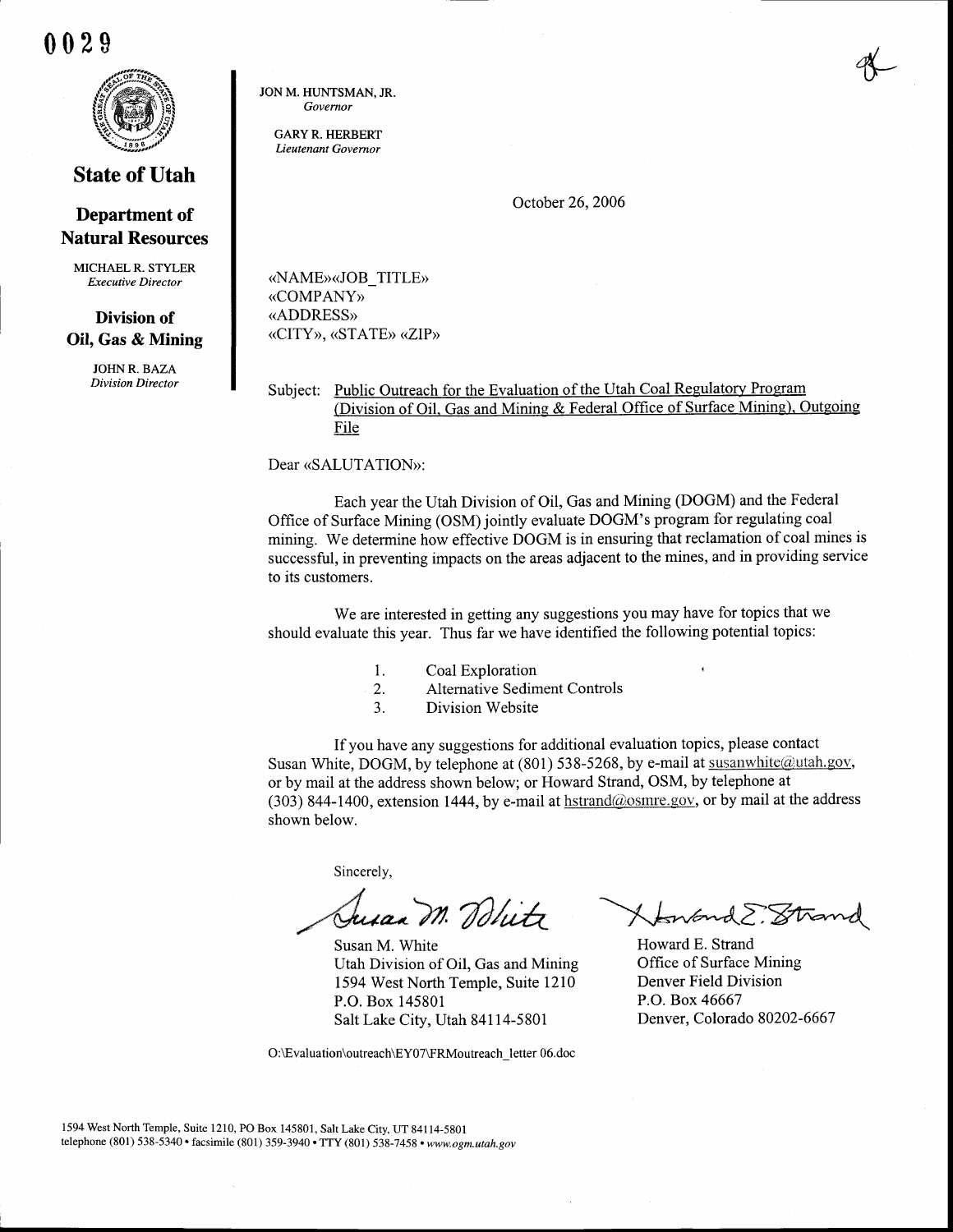0029

**State of Utah**

**Department of Natural Resources**

MICHAEL R. STYLER
*Executive Director*

**Division of Oil, Gas & Mining**

JOHN R. BAZA
*Division Director*

JON M. HUNTSMAN, JR.
*Governor*

GARY R. HERBERT
*Lieutenant Governor*

October 26, 2006

«NAME»«JOB_TITLE»
«COMPANY»
«ADDRESS»
«CITY», «STATE» «ZIP»

Subject: Public Outreach for the Evaluation of the Utah Coal Regulatory Program (Division of Oil, Gas and Mining & Federal Office of Surface Mining), Outgoing File

Dear «SALUTATION»:

Each year the Utah Division of Oil, Gas and Mining (DOGM) and the Federal Office of Surface Mining (OSM) jointly evaluate DOGM's program for regulating coal mining. We determine how effective DOGM is in ensuring that reclamation of coal mines is successful, in preventing impacts on the areas adjacent to the mines, and in providing service to its customers.

We are interested in getting any suggestions you may have for topics that we should evaluate this year. Thus far we have identified the following potential topics:

1. Coal Exploration
2. Alternative Sediment Controls
3. Division Website

If you have any suggestions for additional evaluation topics, please contact Susan White, DOGM, by telephone at (801) 538-5268, by e-mail at susanwhite@utah.gov, or by mail at the address shown below; or Howard Strand, OSM, by telephone at (303) 844-1400, extension 1444, by e-mail at hstrand@osmre.gov, or by mail at the address shown below.

Sincerely,

Susan M. White
Utah Division of Oil, Gas and Mining
1594 West North Temple, Suite 1210
P.O. Box 145801
Salt Lake City, Utah 84114-5801

Howard E. Strand
Office of Surface Mining
Denver Field Division
P.O. Box 46667
Denver, Colorado 80202-6667

O:\Evaluation\outreach\EY07\FRMoutreach_letter 06.doc

1594 West North Temple, Suite 1210, PO Box 145801, Salt Lake City, UT 84114-5801
telephone (801) 538-5340 • facsimile (801) 359-3940 • TTY (801) 538-7458 • *www.ogm.utah.gov*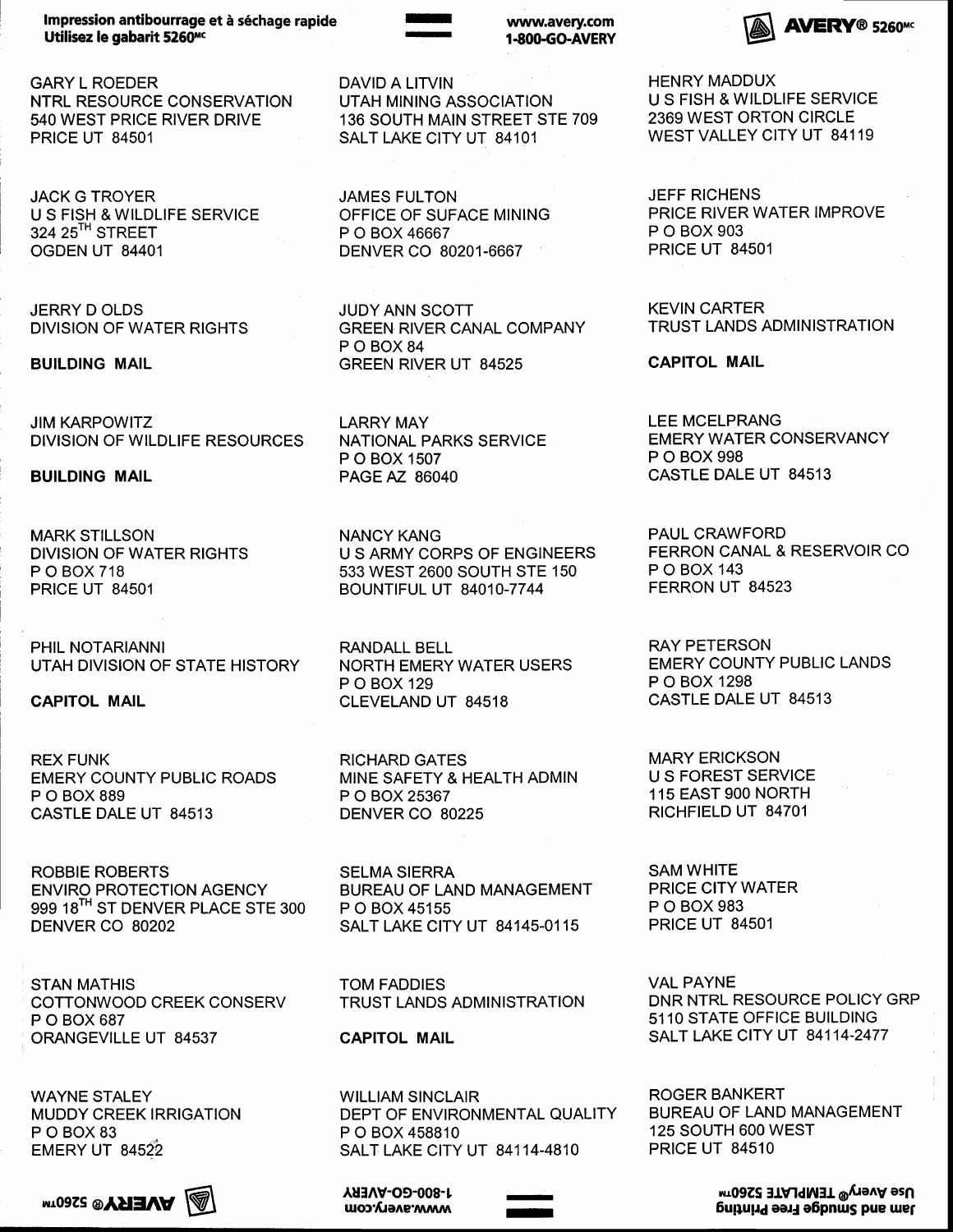GARY L ROEDER
NTRL RESOURCE CONSERVATION
540 WEST PRICE RIVER DRIVE
PRICE UT 84501

DAVID A LITVIN
UTAH MINING ASSOCIATION
136 SOUTH MAIN STREET STE 709
SALT LAKE CITY UT 84101

HENRY MADDUX
U S FISH & WILDLIFE SERVICE
2369 WEST ORTON CIRCLE
WEST VALLEY CITY UT 84119

JACK G TROYER
U S FISH & WILDLIFE SERVICE
324 25TH STREET
OGDEN UT 84401

JAMES FULTON
OFFICE OF SUFACE MINING
P O BOX 46667
DENVER CO 80201-6667

JEFF RICHENS
PRICE RIVER WATER IMPROVE
P O BOX 903
PRICE UT 84501

JERRY D OLDS
DIVISION OF WATER RIGHTS

**BUILDING MAIL**

JUDY ANN SCOTT
GREEN RIVER CANAL COMPANY
P O BOX 84
GREEN RIVER UT 84525

KEVIN CARTER
TRUST LANDS ADMINISTRATION

**CAPITOL MAIL**

JIM KARPOWITZ
DIVISION OF WILDLIFE RESOURCES

**BUILDING MAIL**

LARRY MAY
NATIONAL PARKS SERVICE
P O BOX 1507
PAGE AZ 86040

LEE MCELPRANG
EMERY WATER CONSERVANCY
P O BOX 998
CASTLE DALE UT 84513

MARK STILLSON
DIVISION OF WATER RIGHTS
P O BOX 718
PRICE UT 84501

NANCY KANG
U S ARMY CORPS OF ENGINEERS
533 WEST 2600 SOUTH STE 150
BOUNTIFUL UT 84010-7744

PAUL CRAWFORD
FERRON CANAL & RESERVOIR CO
P O BOX 143
FERRON UT 84523

PHIL NOTARIANNI
UTAH DIVISION OF STATE HISTORY

**CAPITOL MAIL**

RANDALL BELL
NORTH EMERY WATER USERS
P O BOX 129
CLEVELAND UT 84518

RAY PETERSON
EMERY COUNTY PUBLIC LANDS
P O BOX 1298
CASTLE DALE UT 84513

REX FUNK
EMERY COUNTY PUBLIC ROADS
P O BOX 889
CASTLE DALE UT 84513

RICHARD GATES
MINE SAFETY & HEALTH ADMIN
P O BOX 25367
DENVER CO 80225

MARY ERICKSON
U S FOREST SERVICE
115 EAST 900 NORTH
RICHFIELD UT 84701

ROBBIE ROBERTS
ENVIRO PROTECTION AGENCY
999 18TH ST DENVER PLACE STE 300
DENVER CO 80202

SELMA SIERRA
BUREAU OF LAND MANAGEMENT
P O BOX 45155
SALT LAKE CITY UT 84145-0115

SAM WHITE
PRICE CITY WATER
P O BOX 983
PRICE UT 84501

STAN MATHIS
COTTONWOOD CREEK CONSERV
P O BOX 687
ORANGEVILLE UT 84537

TOM FADDIES
TRUST LANDS ADMINISTRATION

**CAPITOL MAIL**

VAL PAYNE
DNR NTRL RESOURCE POLICY GRP
5110 STATE OFFICE BUILDING
SALT LAKE CITY UT 84114-2477

WAYNE STALEY
MUDDY CREEK IRRIGATION
P O BOX 83
EMERY UT 84522

WILLIAM SINCLAIR
DEPT OF ENVIRONMENTAL QUALITY
P O BOX 458810
SALT LAKE CITY UT 84114-4810

ROGER BANKERT
BUREAU OF LAND MANAGEMENT
125 SOUTH 600 WEST
PRICE UT 84510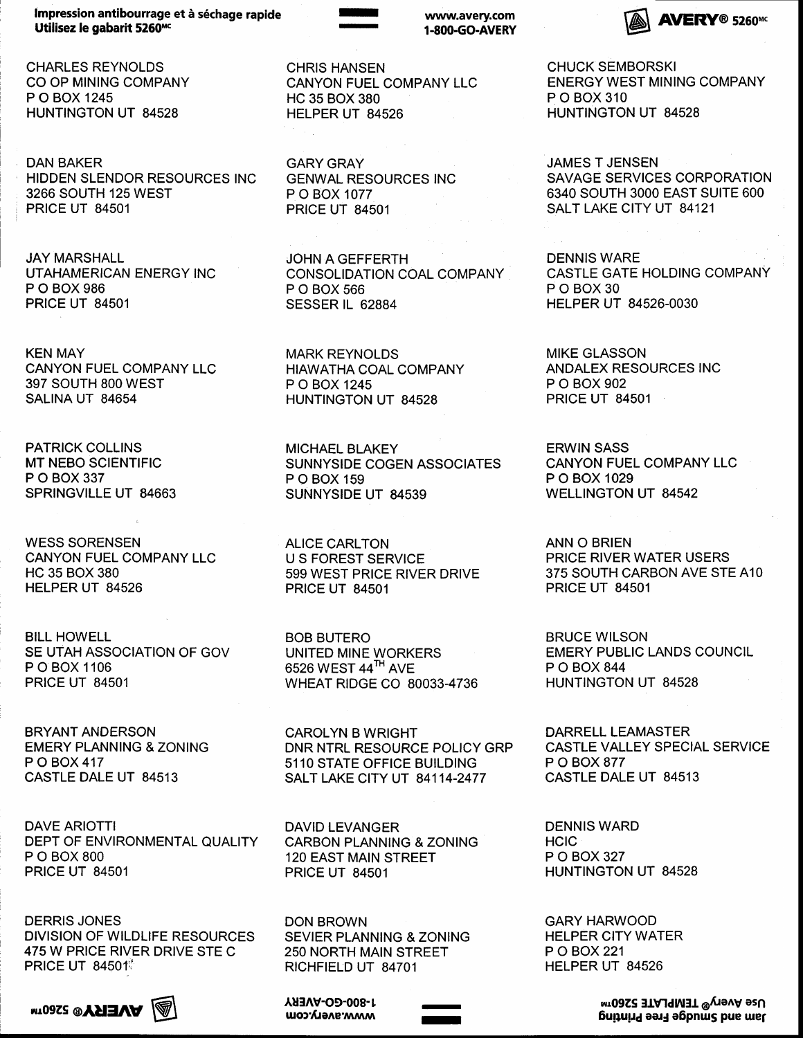CHARLES REYNOLDS
CO OP MINING COMPANY
P O BOX 1245
HUNTINGTON UT 84528

CHRIS HANSEN
CANYON FUEL COMPANY LLC
HC 35 BOX 380
HELPER UT 84526

CHUCK SEMBORSKI
ENERGY WEST MINING COMPANY
P O BOX 310
HUNTINGTON UT 84528

DAN BAKER
HIDDEN SLENDOR RESOURCES INC
3266 SOUTH 125 WEST
PRICE UT 84501

GARY GRAY
GENWAL RESOURCES INC
P O BOX 1077
PRICE UT 84501

JAMES T JENSEN
SAVAGE SERVICES CORPORATION
6340 SOUTH 3000 EAST SUITE 600
SALT LAKE CITY UT 84121

JAY MARSHALL
UTAHAMERICAN ENERGY INC
P O BOX 986
PRICE UT 84501

JOHN A GEFFERTH
CONSOLIDATION COAL COMPANY
P O BOX 566
SESSER IL 62884

DENNIS WARE
CASTLE GATE HOLDING COMPANY
P O BOX 30
HELPER UT 84526-0030

KEN MAY
CANYON FUEL COMPANY LLC
397 SOUTH 800 WEST
SALINA UT 84654

MARK REYNOLDS
HIAWATHA COAL COMPANY
P O BOX 1245
HUNTINGTON UT 84528

MIKE GLASSON
ANDALEX RESOURCES INC
P O BOX 902
PRICE UT 84501

PATRICK COLLINS
MT NEBO SCIENTIFIC
P O BOX 337
SPRINGVILLE UT 84663

MICHAEL BLAKEY
SUNNYSIDE COGEN ASSOCIATES
P O BOX 159
SUNNYSIDE UT 84539

ERWIN SASS
CANYON FUEL COMPANY LLC
P O BOX 1029
WELLINGTON UT 84542

WESS SORENSEN
CANYON FUEL COMPANY LLC
HC 35 BOX 380
HELPER UT 84526

ALICE CARLTON
U S FOREST SERVICE
599 WEST PRICE RIVER DRIVE
PRICE UT 84501

ANN O BRIEN
PRICE RIVER WATER USERS
375 SOUTH CARBON AVE STE A10
PRICE UT 84501

BILL HOWELL
SE UTAH ASSOCIATION OF GOV
P O BOX 1106
PRICE UT 84501

BOB BUTERO
UNITED MINE WORKERS
6526 WEST 44TH AVE
WHEAT RIDGE CO 80033-4736

BRUCE WILSON
EMERY PUBLIC LANDS COUNCIL
P O BOX 844
HUNTINGTON UT 84528

BRYANT ANDERSON
EMERY PLANNING & ZONING
P O BOX 417
CASTLE DALE UT 84513

CAROLYN B WRIGHT
DNR NTRL RESOURCE POLICY GRP
5110 STATE OFFICE BUILDING
SALT LAKE CITY UT 84114-2477

DARRELL LEAMASTER
CASTLE VALLEY SPECIAL SERVICE
P O BOX 877
CASTLE DALE UT 84513

DAVE ARIOTTI
DEPT OF ENVIRONMENTAL QUALITY
P O BOX 800
PRICE UT 84501

DAVID LEVANGER
CARBON PLANNING & ZONING
120 EAST MAIN STREET
PRICE UT 84501

DENNIS WARD
HCIC
P O BOX 327
HUNTINGTON UT 84528

DERRIS JONES
DIVISION OF WILDLIFE RESOURCES
475 W PRICE RIVER DRIVE STE C
PRICE UT 84501

DON BROWN
SEVIER PLANNING & ZONING
250 NORTH MAIN STREET
RICHFIELD UT 84701

GARY HARWOOD
HELPER CITY WATER
P O BOX 221
HELPER UT 84526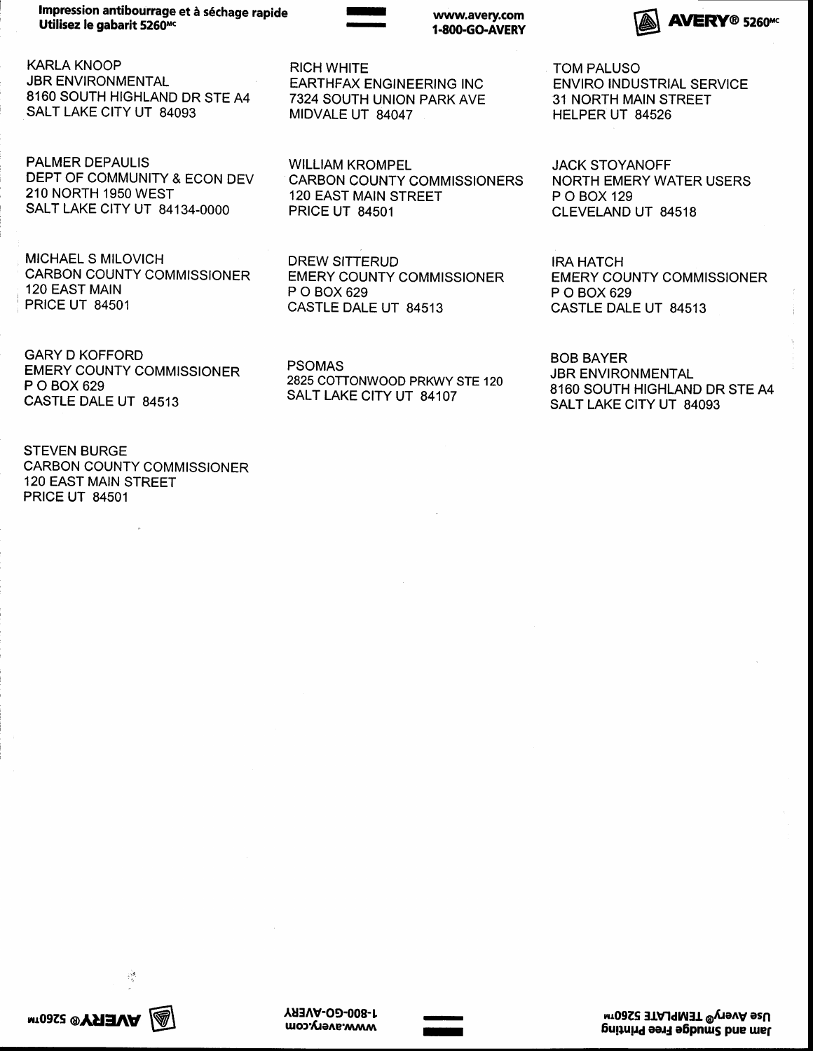KARLA KNOOP
JBR ENVIRONMENTAL
8160 SOUTH HIGHLAND DR STE A4
SALT LAKE CITY UT 84093

RICH WHITE
EARTHFAX ENGINEERING INC
7324 SOUTH UNION PARK AVE
MIDVALE UT 84047

TOM PALUSO
ENVIRO INDUSTRIAL SERVICE
31 NORTH MAIN STREET
HELPER UT 84526

PALMER DEPAULIS
DEPT OF COMMUNITY & ECON DEV
210 NORTH 1950 WEST
SALT LAKE CITY UT 84134-0000

WILLIAM KROMPEL
CARBON COUNTY COMMISSIONERS
120 EAST MAIN STREET
PRICE UT 84501

JACK STOYANOFF
NORTH EMERY WATER USERS
P O BOX 129
CLEVELAND UT 84518

MICHAEL S MILOVICH
CARBON COUNTY COMMISSIONER
120 EAST MAIN
PRICE UT 84501

DREW SITTERUD
EMERY COUNTY COMMISSIONER
P O BOX 629
CASTLE DALE UT 84513

IRA HATCH
EMERY COUNTY COMMISSIONER
P O BOX 629
CASTLE DALE UT 84513

GARY D KOFFORD
EMERY COUNTY COMMISSIONER
P O BOX 629
CASTLE DALE UT 84513

PSOMAS
2825 COTTONWOOD PRKWY STE 120
SALT LAKE CITY UT 84107

BOB BAYER
JBR ENVIRONMENTAL
8160 SOUTH HIGHLAND DR STE A4
SALT LAKE CITY UT 84093

STEVEN BURGE
CARBON COUNTY COMMISSIONER
120 EAST MAIN STREET
PRICE UT 84501